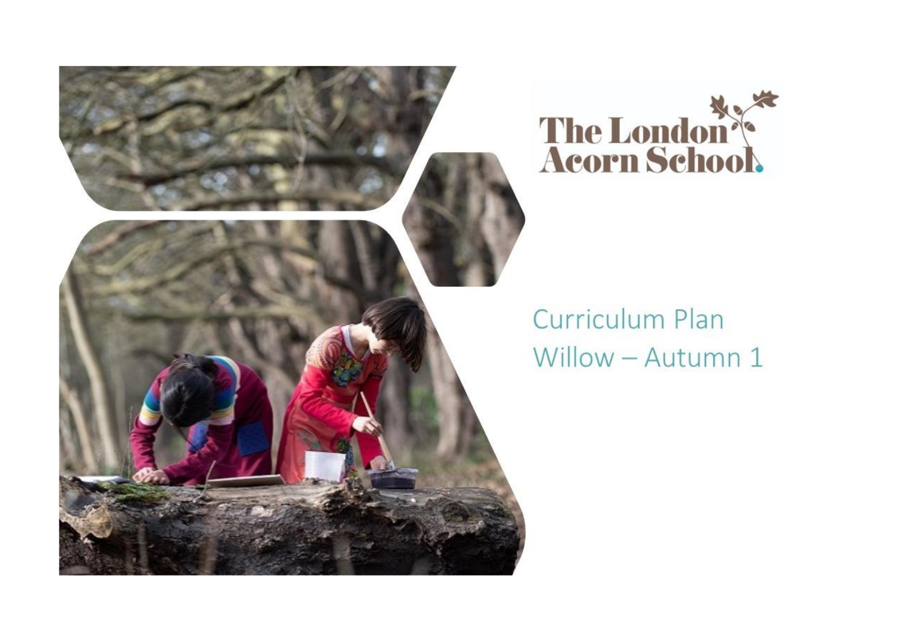The London Acorn School.

Curriculum Plan
Willow – Autumn 1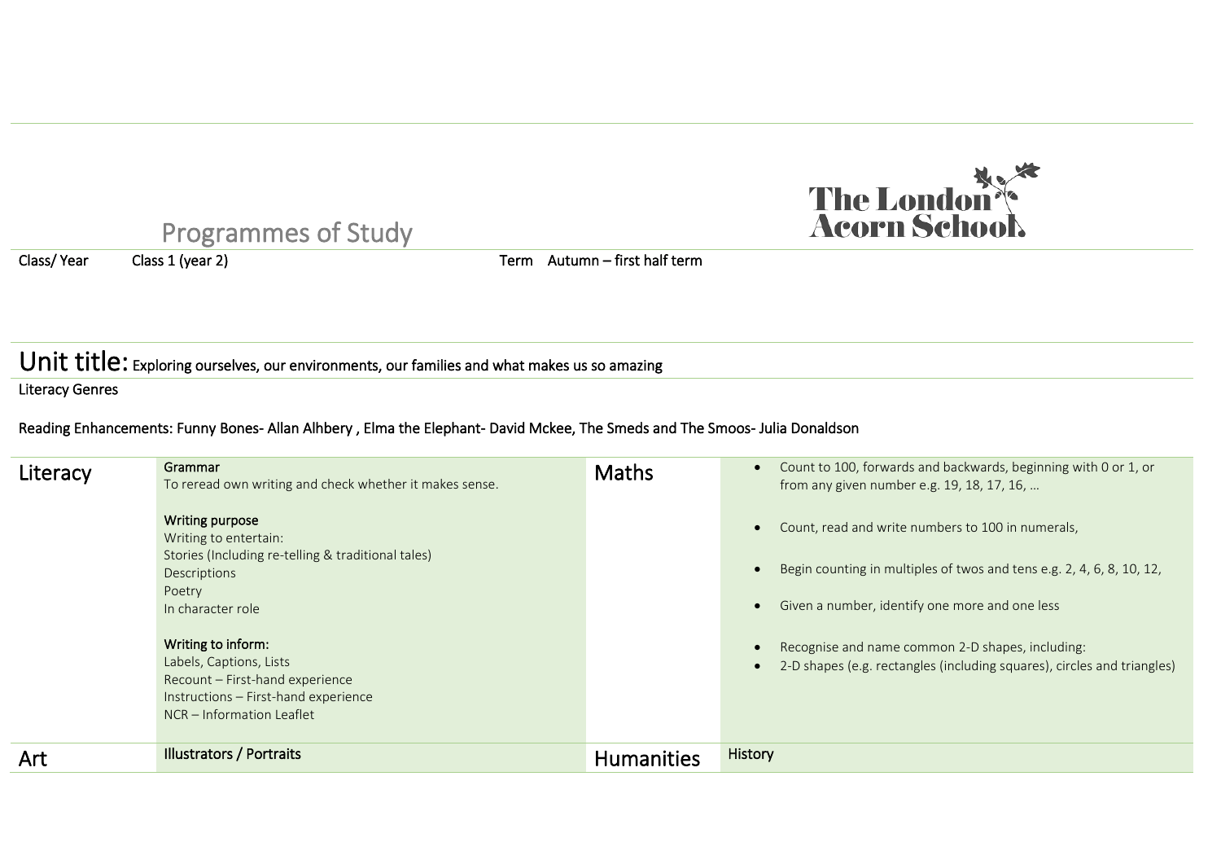# Programmes of Study

**The London Acorn School**

Class/ Year Class 1 (year 2) Term Autumn – first half term

## Unit title: Exploring ourselves, our environments, our families and what makes us so amazing

Literacy Genres

Reading Enhancements: Funny Bones- Allan Alhbery , Elma the Elephant- David Mckee, The Smeds and The Smoos- Julia Donaldson

| Literacy | | Maths | |
|---|---|---|---|
| | **Grammar**<br>To reread own writing and check whether it makes sense.<br><br>**Writing purpose**<br>Writing to entertain:<br>Stories (Including re-telling & traditional tales)<br>Descriptions<br>Poetry<br>In character role<br><br>**Writing to inform:**<br>Labels, Captions, Lists<br>Recount – First-hand experience<br>Instructions – First-hand experience<br>NCR – Information Leaflet | | • Count to 100, forwards and backwards, beginning with 0 or 1, or from any given number e.g. 19, 18, 17, 16, …<br>• Count, read and write numbers to 100 in numerals,<br>• Begin counting in multiples of twos and tens e.g. 2, 4, 6, 8, 10, 12,<br>• Given a number, identify one more and one less<br>• Recognise and name common 2-D shapes, including:<br>• 2-D shapes (e.g. rectangles (including squares), circles and triangles) |
| **Art** | Illustrators / Portraits | **Humanities** | History |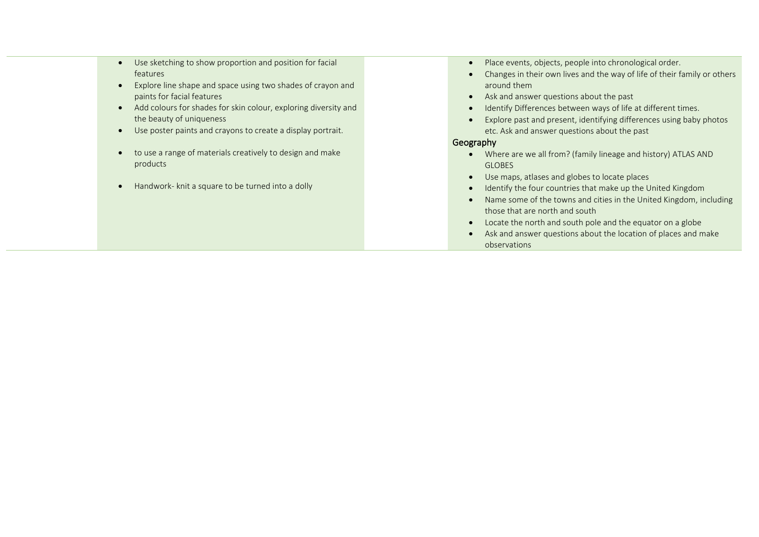| | | | |
|---|---|---|---|
| | • Use sketching to show proportion and position for facial features<br>• Explore line shape and space using two shades of crayon and paints for facial features<br>• Add colours for shades for skin colour, exploring diversity and the beauty of uniqueness<br>• Use poster paints and crayons to create a display portrait.<br><br>• to use a range of materials creatively to design and make products<br><br>• Handwork- knit a square to be turned into a dolly | | • Place events, objects, people into chronological order.<br>• Changes in their own lives and the way of life of their family or others around them<br>• Ask and answer questions about the past<br>• Identify Differences between ways of life at different times.<br>• Explore past and present, identifying differences using baby photos etc. Ask and answer questions about the past<br>Geography<br>• Where are we all from? (family lineage and history) ATLAS AND GLOBES<br>• Use maps, atlases and globes to locate places<br>• Identify the four countries that make up the United Kingdom<br>• Name some of the towns and cities in the United Kingdom, including those that are north and south<br>• Locate the north and south pole and the equator on a globe<br>• Ask and answer questions about the location of places and make observations |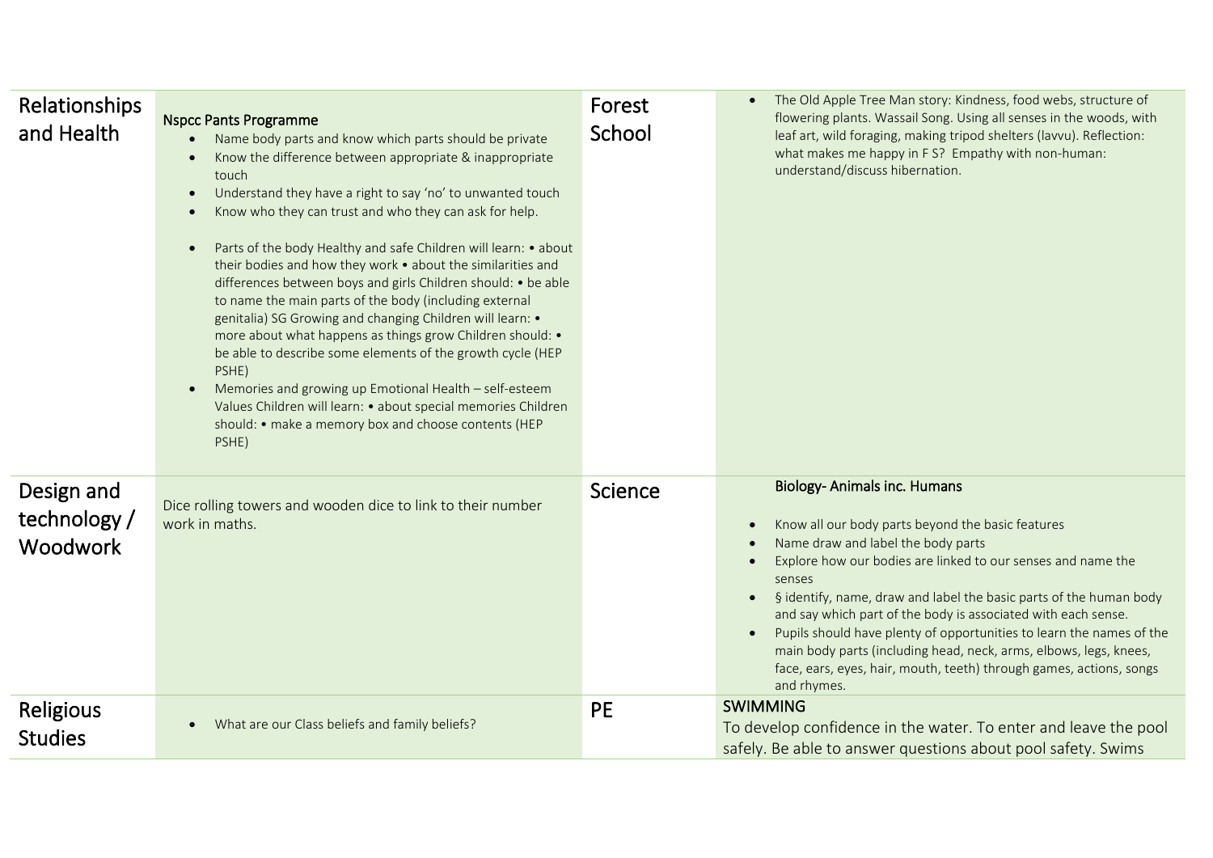| | | | |
|---|---|---|---|
| Relationships and Health | **Nspcc Pants Programme**<br>• Name body parts and know which parts should be private<br>• Know the difference between appropriate & inappropriate touch<br>• Understand they have a right to say 'no' to unwanted touch<br>• Know who they can trust and who they can ask for help.<br><br>• Parts of the body Healthy and safe Children will learn: • about their bodies and how they work • about the similarities and differences between boys and girls Children should: • be able to name the main parts of the body (including external genitalia) SG Growing and changing Children will learn: • more about what happens as things grow Children should: • be able to describe some elements of the growth cycle (HEP PSHE)<br>• Memories and growing up Emotional Health – self-esteem Values Children will learn: • about special memories Children should: • make a memory box and choose contents (HEP PSHE) | Forest School | • The Old Apple Tree Man story: Kindness, food webs, structure of flowering plants. Wassail Song. Using all senses in the woods, with leaf art, wild foraging, making tripod shelters (lavvu). Reflection: what makes me happy in F S? Empathy with non-human: understand/discuss hibernation. |
| Design and technology / Woodwork | Dice rolling towers and wooden dice to link to their number work in maths. | Science | **Biology- Animals inc. Humans**<br><br>• Know all our body parts beyond the basic features<br>• Name draw and label the body parts<br>• Explore how our bodies are linked to our senses and name the senses<br>• § identify, name, draw and label the basic parts of the human body and say which part of the body is associated with each sense.<br>• Pupils should have plenty of opportunities to learn the names of the main body parts (including head, neck, arms, elbows, legs, knees, face, ears, eyes, hair, mouth, teeth) through games, actions, songs and rhymes. |
| Religious Studies | • What are our Class beliefs and family beliefs? | PE | SWIMMING<br>To develop confidence in the water. To enter and leave the pool safely. Be able to answer questions about pool safety. Swims |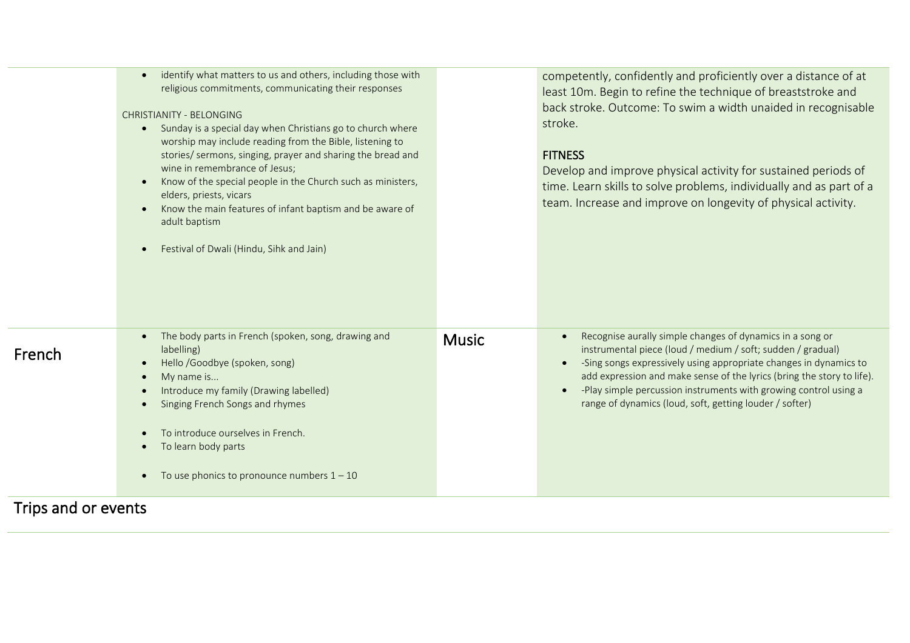| | | | |
|---|---|---|---|
| | • identify what matters to us and others, including those with religious commitments, communicating their responses<br><br>CHRISTIANITY - BELONGING<br>• Sunday is a special day when Christians go to church where worship may include reading from the Bible, listening to stories/ sermons, singing, prayer and sharing the bread and wine in remembrance of Jesus;<br>• Know of the special people in the Church such as ministers, elders, priests, vicars<br>• Know the main features of infant baptism and be aware of adult baptism<br><br>• Festival of Dwali (Hindu, Sikh and Jain) | | competently, confidently and proficiently over a distance of at least 10m. Begin to refine the technique of breaststroke and back stroke. Outcome: To swim a width unaided in recognisable stroke.<br><br>FITNESS<br>Develop and improve physical activity for sustained periods of time. Learn skills to solve problems, individually and as part of a team. Increase and improve on longevity of physical activity. |
| French | • The body parts in French (spoken, song, drawing and labelling)<br>• Hello /Goodbye (spoken, song)<br>• My name is...<br>• Introduce my family (Drawing labelled)<br>• Singing French Songs and rhymes<br><br>• To introduce ourselves in French.<br>• To learn body parts<br><br>• To use phonics to pronounce numbers 1 – 10 | Music | • Recognise aurally simple changes of dynamics in a song or instrumental piece (loud / medium / soft; sudden / gradual)<br>• -Sing songs expressively using appropriate changes in dynamics to add expression and make sense of the lyrics (bring the story to life).<br>• -Play simple percussion instruments with growing control using a range of dynamics (loud, soft, getting louder / softer) |

## Trips and or events